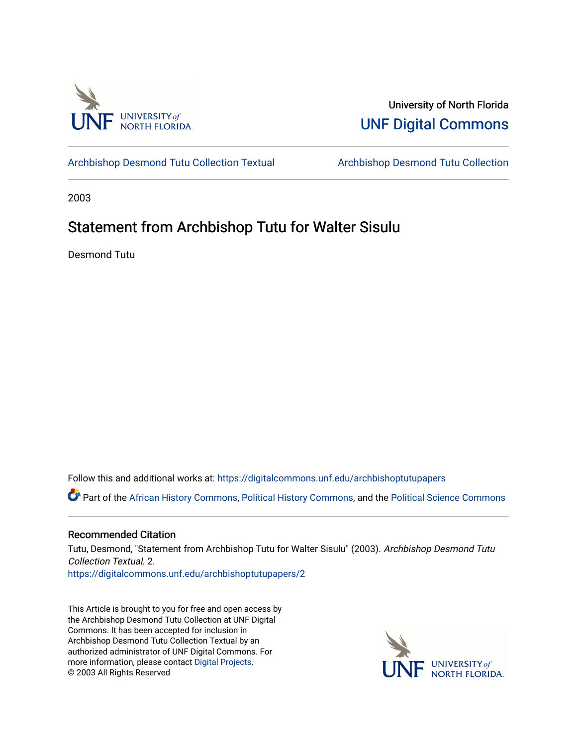University of North Florida

UNF Digital Commons

Archbishop Desmond Tutu Collection Textual | Archbishop Desmond Tutu Collection

2003

# Statement from Archbishop Tutu for Walter Sisulu

Desmond Tutu

Follow this and additional works at: https://digitalcommons.unf.edu/archbishoptutupapers

Part of the African History Commons, Political History Commons, and the Political Science Commons

## Recommended Citation

Tutu, Desmond, "Statement from Archbishop Tutu for Walter Sisulu" (2003). *Archbishop Desmond Tutu Collection Textual*. 2.
https://digitalcommons.unf.edu/archbishoptutupapers/2

This Article is brought to you for free and open access by the Archbishop Desmond Tutu Collection at UNF Digital Commons. It has been accepted for inclusion in Archbishop Desmond Tutu Collection Textual by an authorized administrator of UNF Digital Commons. For more information, please contact Digital Projects.
© 2003 All Rights Reserved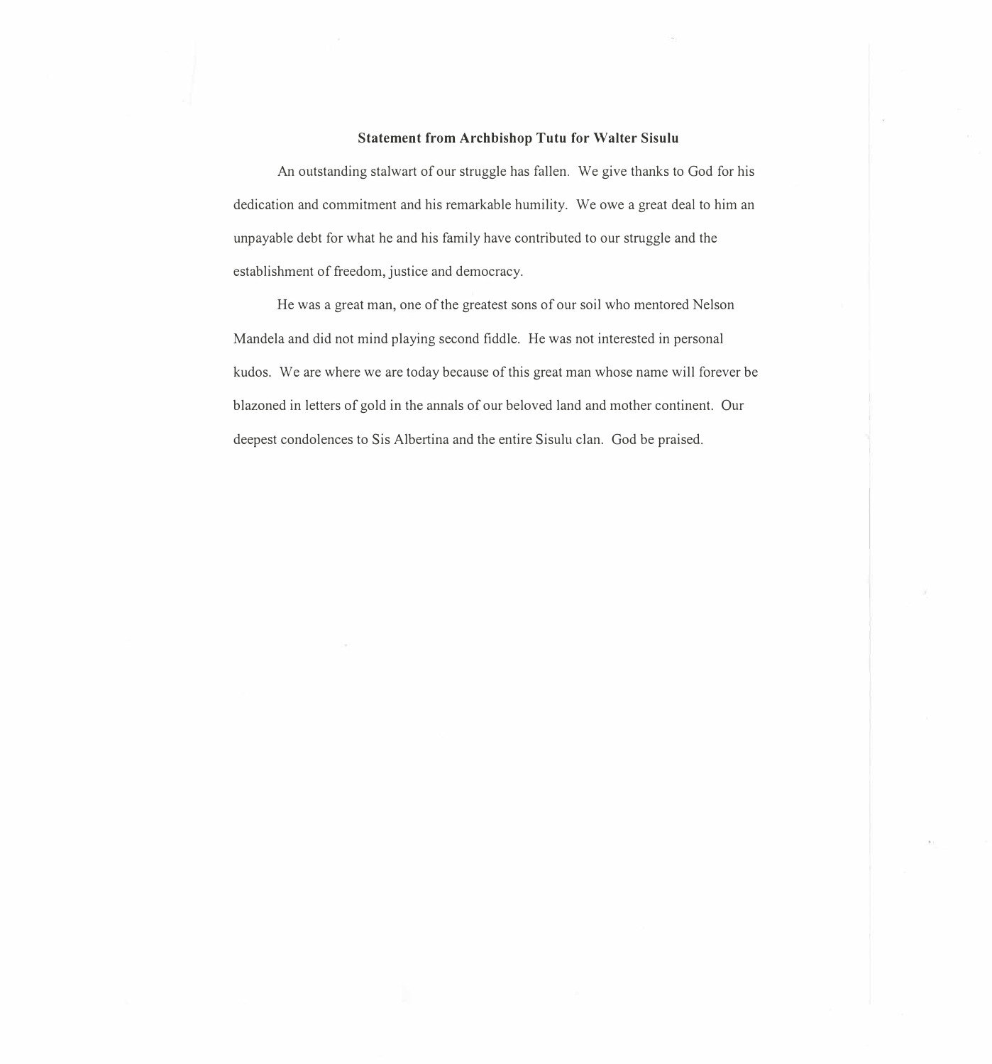**Statement from Archbishop Tutu for Walter Sisulu**

An outstanding stalwart of our struggle has fallen. We give thanks to God for his dedication and commitment and his remarkable humility. We owe a great deal to him an unpayable debt for what he and his family have contributed to our struggle and the establishment of freedom, justice and democracy.

He was a great man, one of the greatest sons of our soil who mentored Nelson Mandela and did not mind playing second fiddle. He was not interested in personal kudos. We are where we are today because of this great man whose name will forever be blazoned in letters of gold in the annals of our beloved land and mother continent. Our deepest condolences to Sis Albertina and the entire Sisulu clan. God be praised.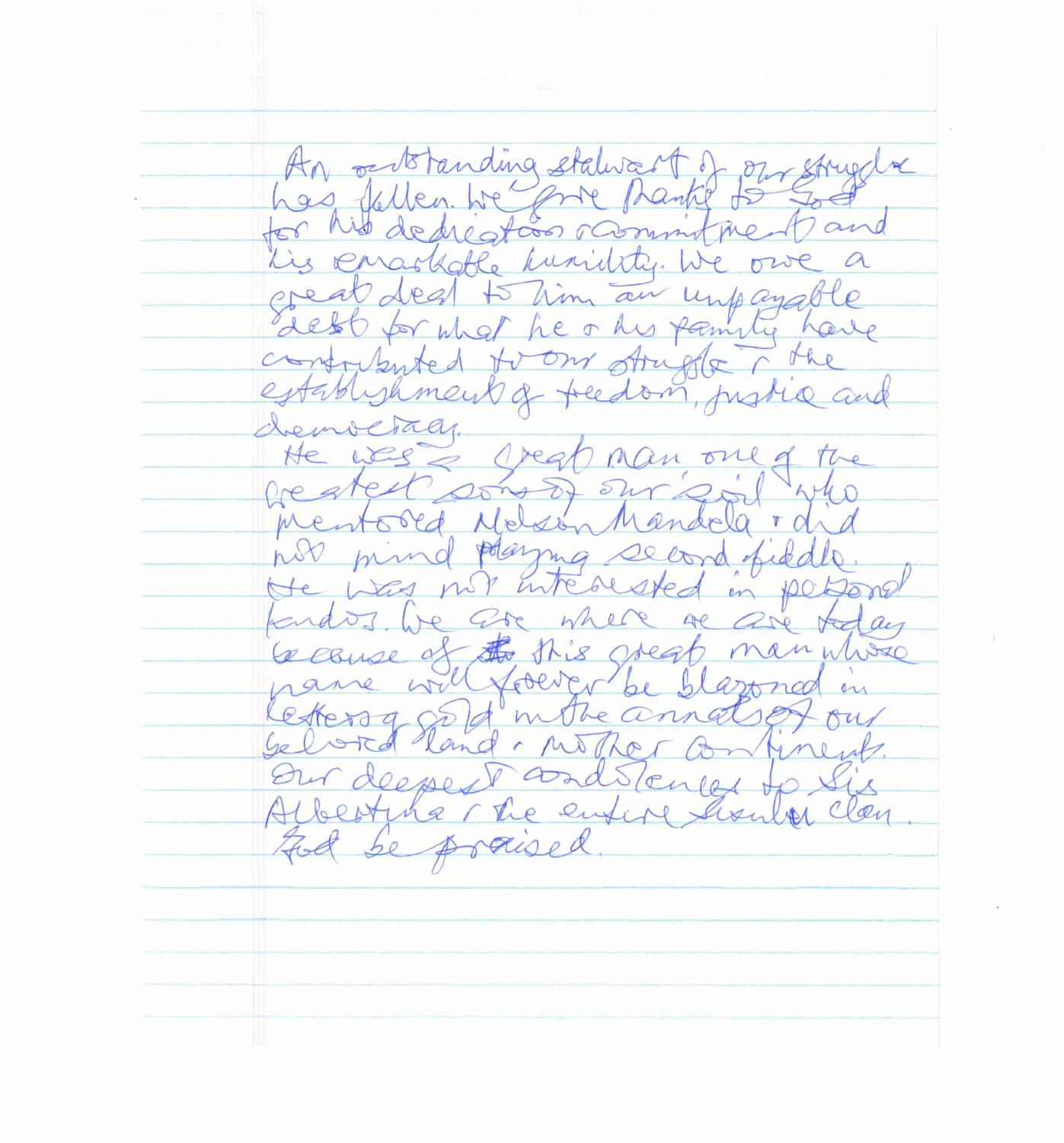An outstanding stalwart of our struggle has fallen. We give thanks to God for his dedication, commitment and his remarkable humility. We owe a great deal to him an unpayable debt for what he & his family have contributed to our struggle & the establishment of freedom, justice and democracy.

He was a great man one of the greatest sons of our soil who mentored Nelson Mandela & did not mind playing second fiddle. He was not interested in personal kudos. We are where we are today because of this great man whose name will forever be blazoned in letters of gold in the annals of our beloved land & mother continent. Our deepest condolences to Sis Albertina & the entire Sisulu clan. God be praised.